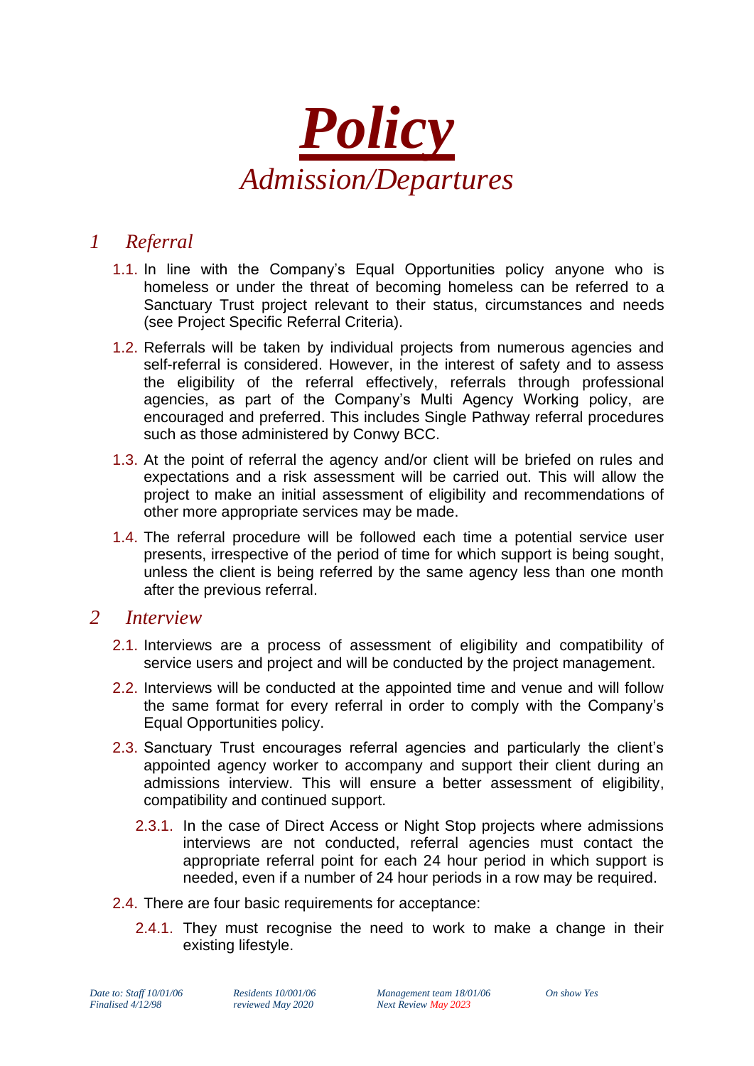# Policy

## Admission/Departures

## 1 Referral

1.1. In line with the Company's Equal Opportunities policy anyone who is homeless or under the threat of becoming homeless can be referred to a Sanctuary Trust project relevant to their status, circumstances and needs (see Project Specific Referral Criteria).

1.2. Referrals will be taken by individual projects from numerous agencies and self-referral is considered. However, in the interest of safety and to assess the eligibility of the referral effectively, referrals through professional agencies, as part of the Company's Multi Agency Working policy, are encouraged and preferred. This includes Single Pathway referral procedures such as those administered by Conwy BCC.

1.3. At the point of referral the agency and/or client will be briefed on rules and expectations and a risk assessment will be carried out. This will allow the project to make an initial assessment of eligibility and recommendations of other more appropriate services may be made.

1.4. The referral procedure will be followed each time a potential service user presents, irrespective of the period of time for which support is being sought, unless the client is being referred by the same agency less than one month after the previous referral.

## 2 Interview

2.1. Interviews are a process of assessment of eligibility and compatibility of service users and project and will be conducted by the project management.

2.2. Interviews will be conducted at the appointed time and venue and will follow the same format for every referral in order to comply with the Company's Equal Opportunities policy.

2.3. Sanctuary Trust encourages referral agencies and particularly the client's appointed agency worker to accompany and support their client during an admissions interview. This will ensure a better assessment of eligibility, compatibility and continued support.

2.3.1. In the case of Direct Access or Night Stop projects where admissions interviews are not conducted, referral agencies must contact the appropriate referral point for each 24 hour period in which support is needed, even if a number of 24 hour periods in a row may be required.

2.4. There are four basic requirements for acceptance:

2.4.1. They must recognise the need to work to make a change in their existing lifestyle.

*Date to: Staff 10/01/06 · Residents 10/001/06 · Management team 18/01/06 · On show Yes*
*Finalised 4/12/98 · reviewed May 2020 · Next Review May 2023*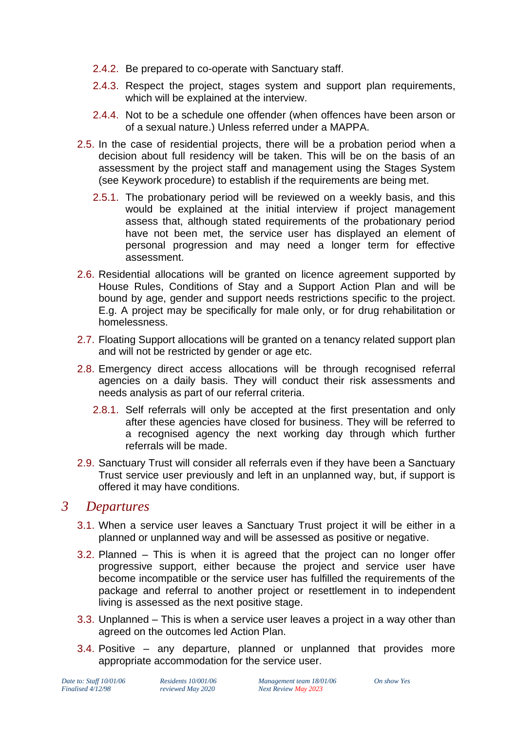2.4.2. Be prepared to co-operate with Sanctuary staff.

2.4.3. Respect the project, stages system and support plan requirements, which will be explained at the interview.

2.4.4. Not to be a schedule one offender (when offences have been arson or of a sexual nature.) Unless referred under a MAPPA.

2.5. In the case of residential projects, there will be a probation period when a decision about full residency will be taken. This will be on the basis of an assessment by the project staff and management using the Stages System (see Keywork procedure) to establish if the requirements are being met.

2.5.1. The probationary period will be reviewed on a weekly basis, and this would be explained at the initial interview if project management assess that, although stated requirements of the probationary period have not been met, the service user has displayed an element of personal progression and may need a longer term for effective assessment.

2.6. Residential allocations will be granted on licence agreement supported by House Rules, Conditions of Stay and a Support Action Plan and will be bound by age, gender and support needs restrictions specific to the project. E.g. A project may be specifically for male only, or for drug rehabilitation or homelessness.

2.7. Floating Support allocations will be granted on a tenancy related support plan and will not be restricted by gender or age etc.

2.8. Emergency direct access allocations will be through recognised referral agencies on a daily basis. They will conduct their risk assessments and needs analysis as part of our referral criteria.

2.8.1. Self referrals will only be accepted at the first presentation and only after these agencies have closed for business. They will be referred to a recognised agency the next working day through which further referrals will be made.

2.9. Sanctuary Trust will consider all referrals even if they have been a Sanctuary Trust service user previously and left in an unplanned way, but, if support is offered it may have conditions.

# *3 Departures*

3.1. When a service user leaves a Sanctuary Trust project it will be either in a planned or unplanned way and will be assessed as positive or negative.

3.2. Planned – This is when it is agreed that the project can no longer offer progressive support, either because the project and service user have become incompatible or the service user has fulfilled the requirements of the package and referral to another project or resettlement in to independent living is assessed as the next positive stage.

3.3. Unplanned – This is when a service user leaves a project in a way other than agreed on the outcomes led Action Plan.

3.4. Positive – any departure, planned or unplanned that provides more appropriate accommodation for the service user.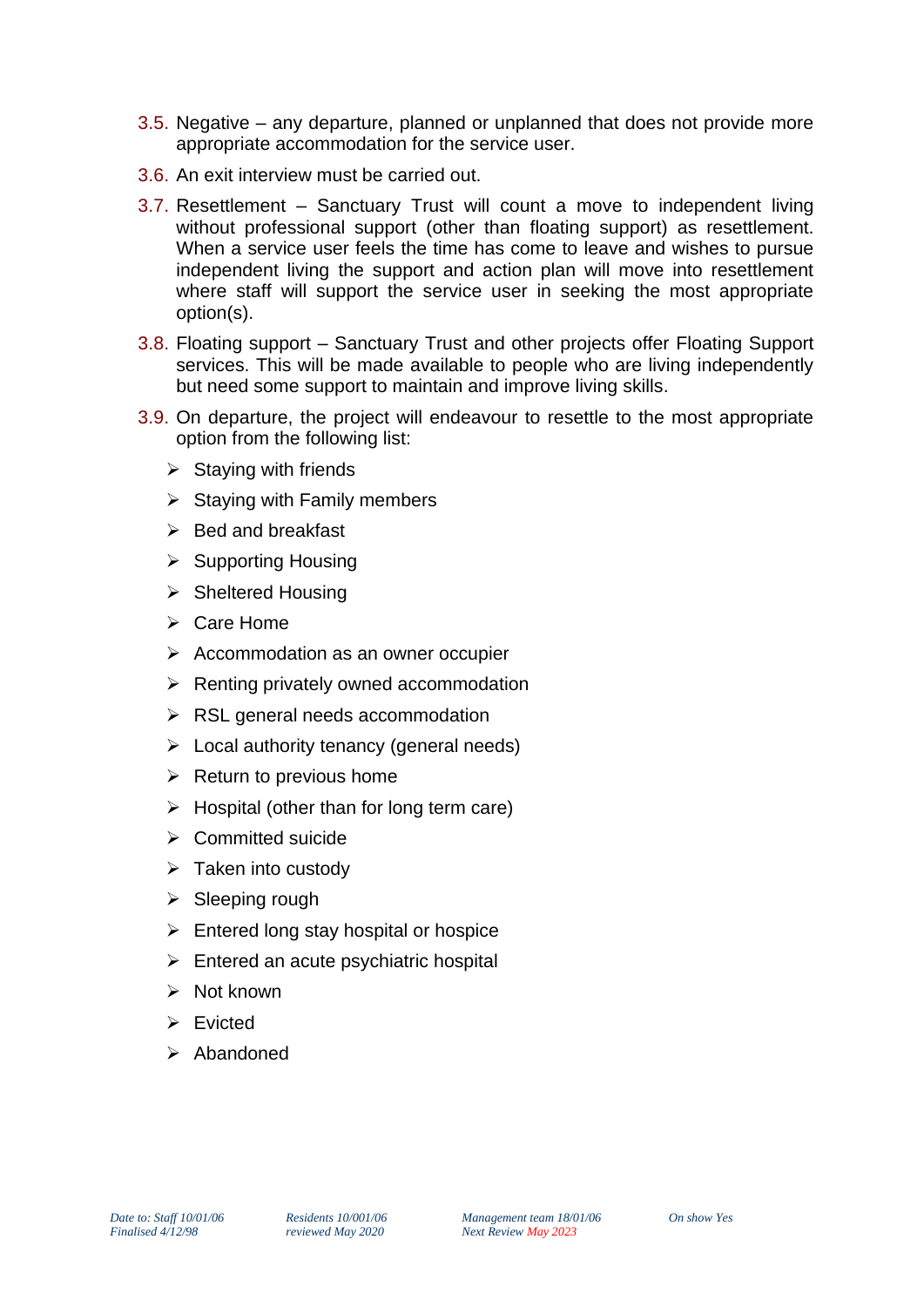3.5. Negative – any departure, planned or unplanned that does not provide more appropriate accommodation for the service user.

3.6. An exit interview must be carried out.

3.7. Resettlement – Sanctuary Trust will count a move to independent living without professional support (other than floating support) as resettlement. When a service user feels the time has come to leave and wishes to pursue independent living the support and action plan will move into resettlement where staff will support the service user in seeking the most appropriate option(s).

3.8. Floating support – Sanctuary Trust and other projects offer Floating Support services. This will be made available to people who are living independently but need some support to maintain and improve living skills.

3.9. On departure, the project will endeavour to resettle to the most appropriate option from the following list:

- Staying with friends
- Staying with Family members
- Bed and breakfast
- Supporting Housing
- Sheltered Housing
- Care Home
- Accommodation as an owner occupier
- Renting privately owned accommodation
- RSL general needs accommodation
- Local authority tenancy (general needs)
- Return to previous home
- Hospital (other than for long term care)
- Committed suicide
- Taken into custody
- Sleeping rough
- Entered long stay hospital or hospice
- Entered an acute psychiatric hospital
- Not known
- Evicted
- Abandoned